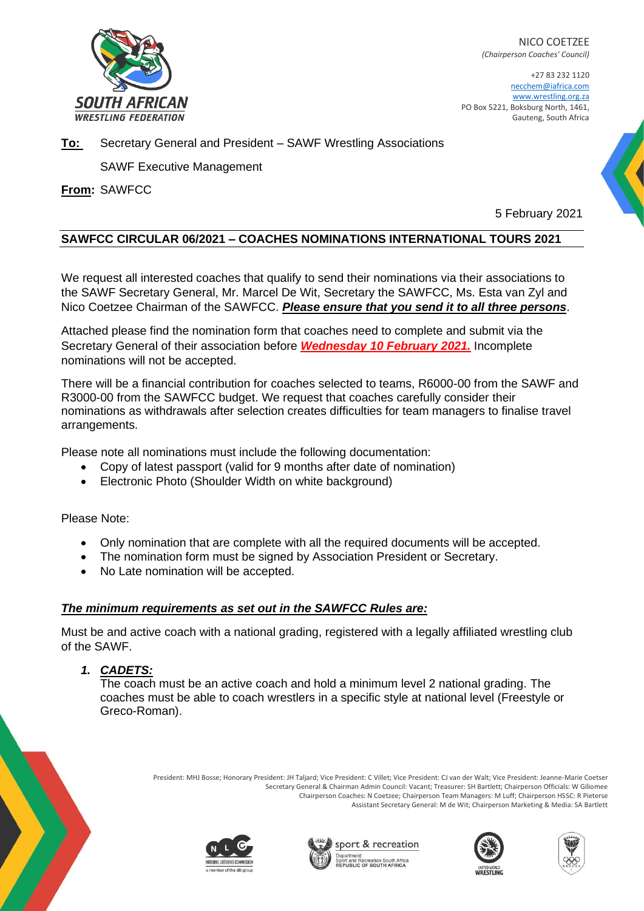NICO COETZEE
*(Chairperson Coaches' Council)*

+27 83 232 1120
necchem@iafrica.com
www.wrestling.org.za
PO Box 5221, Boksburg North, 1461,
Gauteng, South Africa

**To:** Secretary General and President – SAWF Wrestling Associations

SAWF Executive Management

**From:** SAWFCC

5 February 2021

## SAWFCC CIRCULAR 06/2021 – COACHES NOMINATIONS INTERNATIONAL TOURS 2021

We request all interested coaches that qualify to send their nominations via their associations to the SAWF Secretary General, Mr. Marcel De Wit, Secretary the SAWFCC, Ms. Esta van Zyl and Nico Coetzee Chairman of the SAWFCC. ***Please ensure that you send it to all three persons***.

Attached please find the nomination form that coaches need to complete and submit via the Secretary General of their association before ***Wednesday 10 February 2021.*** Incomplete nominations will not be accepted.

There will be a financial contribution for coaches selected to teams, R6000-00 from the SAWF and R3000-00 from the SAWFCC budget. We request that coaches carefully consider their nominations as withdrawals after selection creates difficulties for team managers to finalise travel arrangements.

Please note all nominations must include the following documentation:

- Copy of latest passport (valid for 9 months after date of nomination)
- Electronic Photo (Shoulder Width on white background)

Please Note:

- Only nomination that are complete with all the required documents will be accepted.
- The nomination form must be signed by Association President or Secretary.
- No Late nomination will be accepted.

### ***The minimum requirements as set out in the SAWFCC Rules are:***

Must be and active coach with a national grading, registered with a legally affiliated wrestling club of the SAWF.

1. ***CADETS:***
   The coach must be an active coach and hold a minimum level 2 national grading. The coaches must be able to coach wrestlers in a specific style at national level (Freestyle or Greco-Roman).

President: MHJ Bosse; Honorary President: JH Taljard; Vice President: C Villet; Vice President: CJ van der Walt; Vice President: Jeanne-Marie Coetser
Secretary General & Chairman Admin Council: Vacant; Treasurer: SH Bartlett; Chairperson Officials: W Giliomee
Chairperson Coaches: N Coetzee; Chairperson Team Managers: M Luff; Chairperson HSSC: R Pieterse
Assistant Secretary General: M de Wit; Chairperson Marketing & Media: SA Bartlett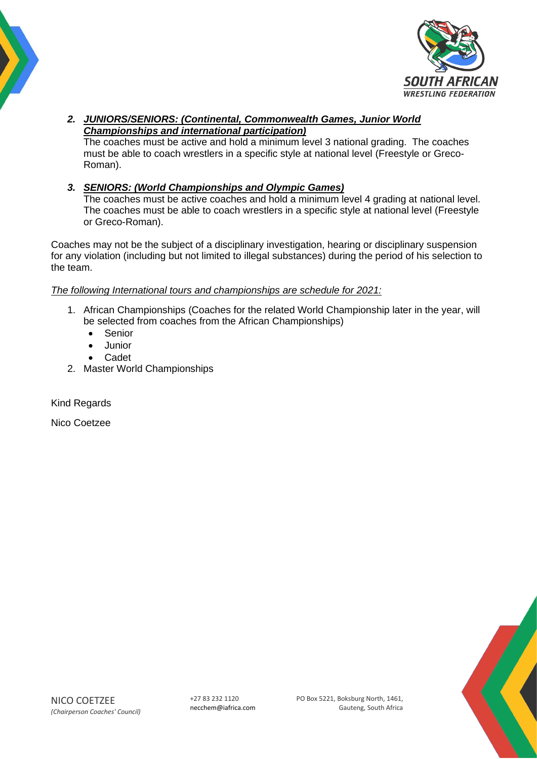2. ***JUNIORS/SENIORS: (Continental, Commonwealth Games, Junior World Championships and international participation)***
   The coaches must be active and hold a minimum level 3 national grading. The coaches must be able to coach wrestlers in a specific style at national level (Freestyle or Greco-Roman).

3. ***SENIORS: (World Championships and Olympic Games)***
   The coaches must be active coaches and hold a minimum level 4 grading at national level. The coaches must be able to coach wrestlers in a specific style at national level (Freestyle or Greco-Roman).

Coaches may not be the subject of a disciplinary investigation, hearing or disciplinary suspension for any violation (including but not limited to illegal substances) during the period of his selection to the team.

*The following International tours and championships are schedule for 2021:*

1. African Championships (Coaches for the related World Championship later in the year, will be selected from coaches from the African Championships)
   - Senior
   - Junior
   - Cadet
2. Master World Championships

Kind Regards

Nico Coetzee

NICO COETZEE
*(Chairperson Coaches' Council)*

+27 83 232 1120
necchem@iafrica.com

PO Box 5221, Boksburg North, 1461,
Gauteng, South Africa